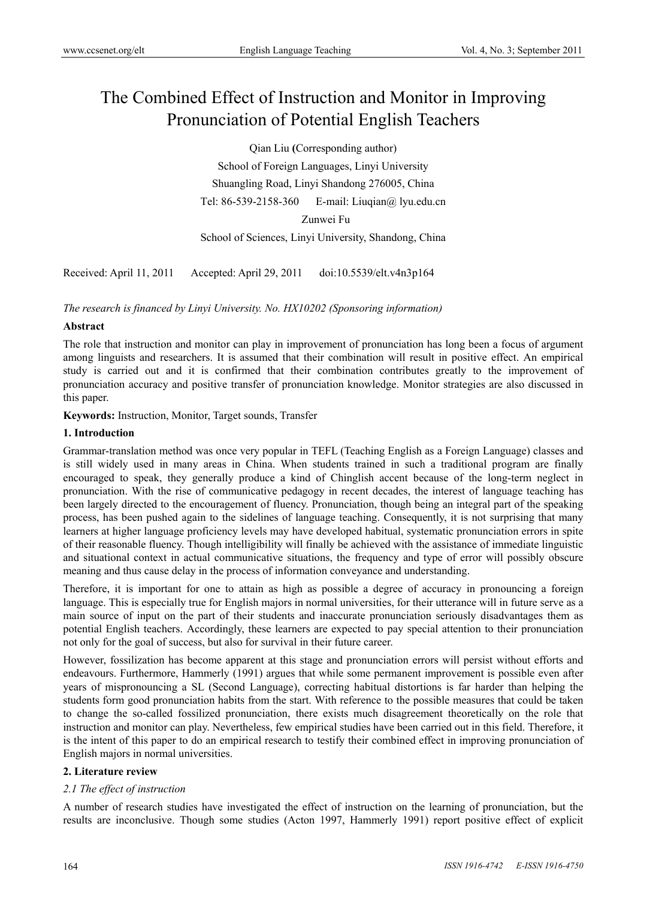# The Combined Effect of Instruction and Monitor in Improving Pronunciation of Potential English Teachers

Qian Liu **(**Corresponding author)

School of Foreign Languages, Linyi University

Shuangling Road, Linyi Shandong 276005, China

Tel: 86-539-2158-360 E-mail: Liuqian@ lyu.edu.cn

Zunwei Fu

School of Sciences, Linyi University, Shandong, China

Received: April 11, 2011 Accepted: April 29, 2011 doi:10.5539/elt.v4n3p164

*The research is financed by Linyi University. No. HX10202 (Sponsoring information)*

**Abstract**

The role that instruction and monitor can play in improvement of pronunciation has long been a focus of argument among linguists and researchers. It is assumed that their combination will result in positive effect. An empirical study is carried out and it is confirmed that their combination contributes greatly to the improvement of pronunciation accuracy and positive transfer of pronunciation knowledge. Monitor strategies are also discussed in this paper.

**Keywords:** Instruction, Monitor, Target sounds, Transfer

## 1. Introduction

Grammar-translation method was once very popular in TEFL (Teaching English as a Foreign Language) classes and is still widely used in many areas in China. When students trained in such a traditional program are finally encouraged to speak, they generally produce a kind of Chinglish accent because of the long-term neglect in pronunciation. With the rise of communicative pedagogy in recent decades, the interest of language teaching has been largely directed to the encouragement of fluency. Pronunciation, though being an integral part of the speaking process, has been pushed again to the sidelines of language teaching. Consequently, it is not surprising that many learners at higher language proficiency levels may have developed habitual, systematic pronunciation errors in spite of their reasonable fluency. Though intelligibility will finally be achieved with the assistance of immediate linguistic and situational context in actual communicative situations, the frequency and type of error will possibly obscure meaning and thus cause delay in the process of information conveyance and understanding.

Therefore, it is important for one to attain as high as possible a degree of accuracy in pronouncing a foreign language. This is especially true for English majors in normal universities, for their utterance will in future serve as a main source of input on the part of their students and inaccurate pronunciation seriously disadvantages them as potential English teachers. Accordingly, these learners are expected to pay special attention to their pronunciation not only for the goal of success, but also for survival in their future career.

However, fossilization has become apparent at this stage and pronunciation errors will persist without efforts and endeavours. Furthermore, Hammerly (1991) argues that while some permanent improvement is possible even after years of mispronouncing a SL (Second Language), correcting habitual distortions is far harder than helping the students form good pronunciation habits from the start. With reference to the possible measures that could be taken to change the so-called fossilized pronunciation, there exists much disagreement theoretically on the role that instruction and monitor can play. Nevertheless, few empirical studies have been carried out in this field. Therefore, it is the intent of this paper to do an empirical research to testify their combined effect in improving pronunciation of English majors in normal universities.

## 2. Literature review

### *2.1 The effect of instruction*

A number of research studies have investigated the effect of instruction on the learning of pronunciation, but the results are inconclusive. Though some studies (Acton 1997, Hammerly 1991) report positive effect of explicit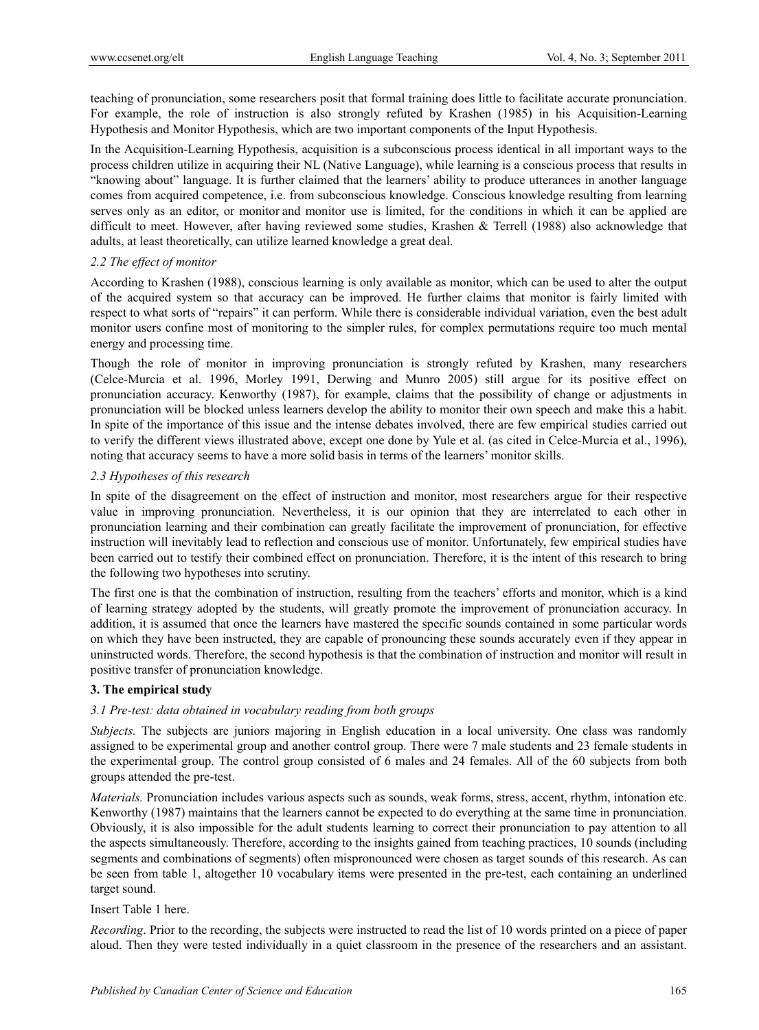teaching of pronunciation, some researchers posit that formal training does little to facilitate accurate pronunciation. For example, the role of instruction is also strongly refuted by Krashen (1985) in his Acquisition-Learning Hypothesis and Monitor Hypothesis, which are two important components of the Input Hypothesis.

In the Acquisition-Learning Hypothesis, acquisition is a subconscious process identical in all important ways to the process children utilize in acquiring their NL (Native Language), while learning is a conscious process that results in "knowing about" language. It is further claimed that the learners' ability to produce utterances in another language comes from acquired competence, i.e. from subconscious knowledge. Conscious knowledge resulting from learning serves only as an editor, or monitor and monitor use is limited, for the conditions in which it can be applied are difficult to meet. However, after having reviewed some studies, Krashen & Terrell (1988) also acknowledge that adults, at least theoretically, can utilize learned knowledge a great deal.

### *2.2 The effect of monitor*

According to Krashen (1988), conscious learning is only available as monitor, which can be used to alter the output of the acquired system so that accuracy can be improved. He further claims that monitor is fairly limited with respect to what sorts of "repairs" it can perform. While there is considerable individual variation, even the best adult monitor users confine most of monitoring to the simpler rules, for complex permutations require too much mental energy and processing time.

Though the role of monitor in improving pronunciation is strongly refuted by Krashen, many researchers (Celce-Murcia et al. 1996, Morley 1991, Derwing and Munro 2005) still argue for its positive effect on pronunciation accuracy. Kenworthy (1987), for example, claims that the possibility of change or adjustments in pronunciation will be blocked unless learners develop the ability to monitor their own speech and make this a habit. In spite of the importance of this issue and the intense debates involved, there are few empirical studies carried out to verify the different views illustrated above, except one done by Yule et al. (as cited in Celce-Murcia et al., 1996), noting that accuracy seems to have a more solid basis in terms of the learners' monitor skills.

### *2.3 Hypotheses of this research*

In spite of the disagreement on the effect of instruction and monitor, most researchers argue for their respective value in improving pronunciation. Nevertheless, it is our opinion that they are interrelated to each other in pronunciation learning and their combination can greatly facilitate the improvement of pronunciation, for effective instruction will inevitably lead to reflection and conscious use of monitor. Unfortunately, few empirical studies have been carried out to testify their combined effect on pronunciation. Therefore, it is the intent of this research to bring the following two hypotheses into scrutiny.

The first one is that the combination of instruction, resulting from the teachers' efforts and monitor, which is a kind of learning strategy adopted by the students, will greatly promote the improvement of pronunciation accuracy. In addition, it is assumed that once the learners have mastered the specific sounds contained in some particular words on which they have been instructed, they are capable of pronouncing these sounds accurately even if they appear in uninstructed words. Therefore, the second hypothesis is that the combination of instruction and monitor will result in positive transfer of pronunciation knowledge.

## 3. The empirical study

### *3.1 Pre-test: data obtained in vocabulary reading from both groups*

*Subjects.* The subjects are juniors majoring in English education in a local university. One class was randomly assigned to be experimental group and another control group. There were 7 male students and 23 female students in the experimental group. The control group consisted of 6 males and 24 females. All of the 60 subjects from both groups attended the pre-test.

*Materials.* Pronunciation includes various aspects such as sounds, weak forms, stress, accent, rhythm, intonation etc. Kenworthy (1987) maintains that the learners cannot be expected to do everything at the same time in pronunciation. Obviously, it is also impossible for the adult students learning to correct their pronunciation to pay attention to all the aspects simultaneously. Therefore, according to the insights gained from teaching practices, 10 sounds (including segments and combinations of segments) often mispronounced were chosen as target sounds of this research. As can be seen from table 1, altogether 10 vocabulary items were presented in the pre-test, each containing an underlined target sound.

Insert Table 1 here.

*Recording*. Prior to the recording, the subjects were instructed to read the list of 10 words printed on a piece of paper aloud. Then they were tested individually in a quiet classroom in the presence of the researchers and an assistant.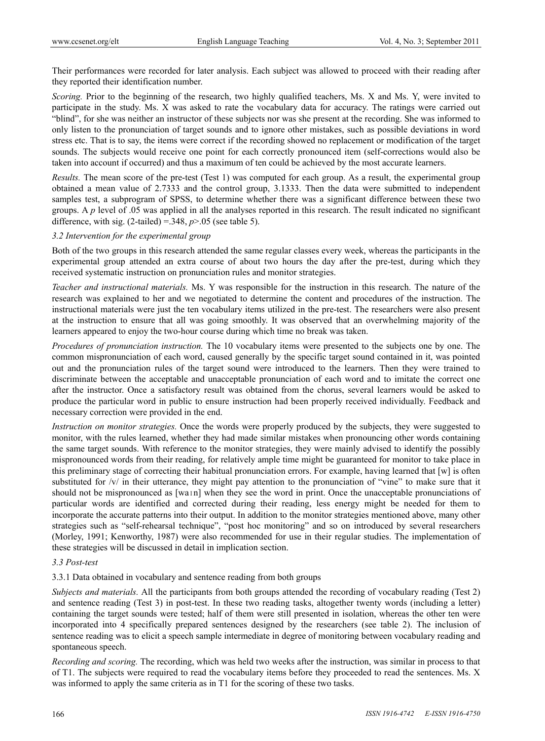Their performances were recorded for later analysis. Each subject was allowed to proceed with their reading after they reported their identification number.

*Scoring.* Prior to the beginning of the research, two highly qualified teachers, Ms. X and Ms. Y, were invited to participate in the study. Ms. X was asked to rate the vocabulary data for accuracy. The ratings were carried out "blind", for she was neither an instructor of these subjects nor was she present at the recording. She was informed to only listen to the pronunciation of target sounds and to ignore other mistakes, such as possible deviations in word stress etc. That is to say, the items were correct if the recording showed no replacement or modification of the target sounds. The subjects would receive one point for each correctly pronounced item (self-corrections would also be taken into account if occurred) and thus a maximum of ten could be achieved by the most accurate learners.

*Results.* The mean score of the pre-test (Test 1) was computed for each group. As a result, the experimental group obtained a mean value of 2.7333 and the control group, 3.1333. Then the data were submitted to independent samples test, a subprogram of SPSS, to determine whether there was a significant difference between these two groups. A $p$ level of .05 was applied in all the analyses reported in this research. The result indicated no significant difference, with sig. (2-tailed) =.348, $p$>.05 (see table 5).

### 3.2 Intervention for the experimental group

Both of the two groups in this research attended the same regular classes every week, whereas the participants in the experimental group attended an extra course of about two hours the day after the pre-test, during which they received systematic instruction on pronunciation rules and monitor strategies.

*Teacher and instructional materials.* Ms. Y was responsible for the instruction in this research. The nature of the research was explained to her and we negotiated to determine the content and procedures of the instruction. The instructional materials were just the ten vocabulary items utilized in the pre-test. The researchers were also present at the instruction to ensure that all was going smoothly. It was observed that an overwhelming majority of the learners appeared to enjoy the two-hour course during which time no break was taken.

*Procedures of pronunciation instruction.* The 10 vocabulary items were presented to the subjects one by one. The common mispronunciation of each word, caused generally by the specific target sound contained in it, was pointed out and the pronunciation rules of the target sound were introduced to the learners. Then they were trained to discriminate between the acceptable and unacceptable pronunciation of each word and to imitate the correct one after the instructor. Once a satisfactory result was obtained from the chorus, several learners would be asked to produce the particular word in public to ensure instruction had been properly received individually. Feedback and necessary correction were provided in the end.

*Instruction on monitor strategies.* Once the words were properly produced by the subjects, they were suggested to monitor, with the rules learned, whether they had made similar mistakes when pronouncing other words containing the same target sounds. With reference to the monitor strategies, they were mainly advised to identify the possibly mispronounced words from their reading, for relatively ample time might be guaranteed for monitor to take place in this preliminary stage of correcting their habitual pronunciation errors. For example, having learned that [w] is often substituted for /v/ in their utterance, they might pay attention to the pronunciation of "vine" to make sure that it should not be mispronounced as [waɪn] when they see the word in print. Once the unacceptable pronunciations of particular words are identified and corrected during their reading, less energy might be needed for them to incorporate the accurate patterns into their output. In addition to the monitor strategies mentioned above, many other strategies such as "self-rehearsal technique", "post hoc monitoring" and so on introduced by several researchers (Morley, 1991; Kenworthy, 1987) were also recommended for use in their regular studies. The implementation of these strategies will be discussed in detail in implication section.

### 3.3 Post-test

#### 3.3.1 Data obtained in vocabulary and sentence reading from both groups

*Subjects and materials.* All the participants from both groups attended the recording of vocabulary reading (Test 2) and sentence reading (Test 3) in post-test. In these two reading tasks, altogether twenty words (including a letter) containing the target sounds were tested; half of them were still presented in isolation, whereas the other ten were incorporated into 4 specifically prepared sentences designed by the researchers (see table 2). The inclusion of sentence reading was to elicit a speech sample intermediate in degree of monitoring between vocabulary reading and spontaneous speech.

*Recording and scoring.* The recording, which was held two weeks after the instruction, was similar in process to that of T1. The subjects were required to read the vocabulary items before they proceeded to read the sentences. Ms. X was informed to apply the same criteria as in T1 for the scoring of these two tasks.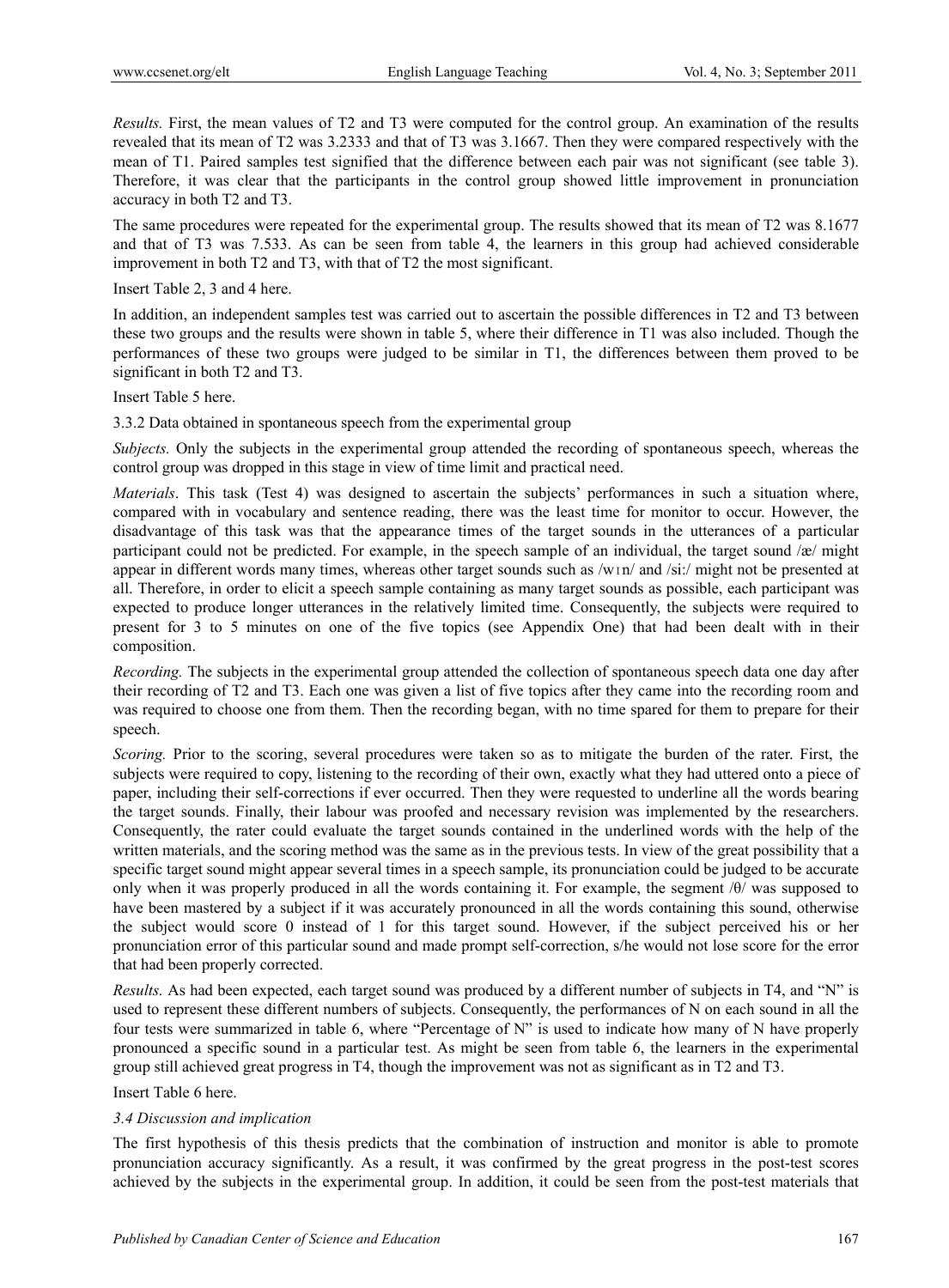*Results.* First, the mean values of T2 and T3 were computed for the control group. An examination of the results revealed that its mean of T2 was 3.2333 and that of T3 was 3.1667. Then they were compared respectively with the mean of T1. Paired samples test signified that the difference between each pair was not significant (see table 3). Therefore, it was clear that the participants in the control group showed little improvement in pronunciation accuracy in both T2 and T3.

The same procedures were repeated for the experimental group. The results showed that its mean of T2 was 8.1677 and that of T3 was 7.533. As can be seen from table 4, the learners in this group had achieved considerable improvement in both T2 and T3, with that of T2 the most significant.

Insert Table 2, 3 and 4 here.

In addition, an independent samples test was carried out to ascertain the possible differences in T2 and T3 between these two groups and the results were shown in table 5, where their difference in T1 was also included. Though the performances of these two groups were judged to be similar in T1, the differences between them proved to be significant in both T2 and T3.

Insert Table 5 here.

3.3.2 Data obtained in spontaneous speech from the experimental group

*Subjects.* Only the subjects in the experimental group attended the recording of spontaneous speech, whereas the control group was dropped in this stage in view of time limit and practical need.

*Materials*. This task (Test 4) was designed to ascertain the subjects' performances in such a situation where, compared with in vocabulary and sentence reading, there was the least time for monitor to occur. However, the disadvantage of this task was that the appearance times of the target sounds in the utterances of a particular participant could not be predicted. For example, in the speech sample of an individual, the target sound /æ/ might appear in different words many times, whereas other target sounds such as /wɪn/ and /si:/ might not be presented at all. Therefore, in order to elicit a speech sample containing as many target sounds as possible, each participant was expected to produce longer utterances in the relatively limited time. Consequently, the subjects were required to present for 3 to 5 minutes on one of the five topics (see Appendix One) that had been dealt with in their composition.

*Recording.* The subjects in the experimental group attended the collection of spontaneous speech data one day after their recording of T2 and T3. Each one was given a list of five topics after they came into the recording room and was required to choose one from them. Then the recording began, with no time spared for them to prepare for their speech.

*Scoring.* Prior to the scoring, several procedures were taken so as to mitigate the burden of the rater. First, the subjects were required to copy, listening to the recording of their own, exactly what they had uttered onto a piece of paper, including their self-corrections if ever occurred. Then they were requested to underline all the words bearing the target sounds. Finally, their labour was proofed and necessary revision was implemented by the researchers. Consequently, the rater could evaluate the target sounds contained in the underlined words with the help of the written materials, and the scoring method was the same as in the previous tests. In view of the great possibility that a specific target sound might appear several times in a speech sample, its pronunciation could be judged to be accurate only when it was properly produced in all the words containing it. For example, the segment /θ/ was supposed to have been mastered by a subject if it was accurately pronounced in all the words containing this sound, otherwise the subject would score 0 instead of 1 for this target sound. However, if the subject perceived his or her pronunciation error of this particular sound and made prompt self-correction, s/he would not lose score for the error that had been properly corrected.

*Results.* As had been expected, each target sound was produced by a different number of subjects in T4, and "N" is used to represent these different numbers of subjects. Consequently, the performances of N on each sound in all the four tests were summarized in table 6, where "Percentage of N" is used to indicate how many of N have properly pronounced a specific sound in a particular test. As might be seen from table 6, the learners in the experimental group still achieved great progress in T4, though the improvement was not as significant as in T2 and T3.

Insert Table 6 here.

*3.4 Discussion and implication*

The first hypothesis of this thesis predicts that the combination of instruction and monitor is able to promote pronunciation accuracy significantly. As a result, it was confirmed by the great progress in the post-test scores achieved by the subjects in the experimental group. In addition, it could be seen from the post-test materials that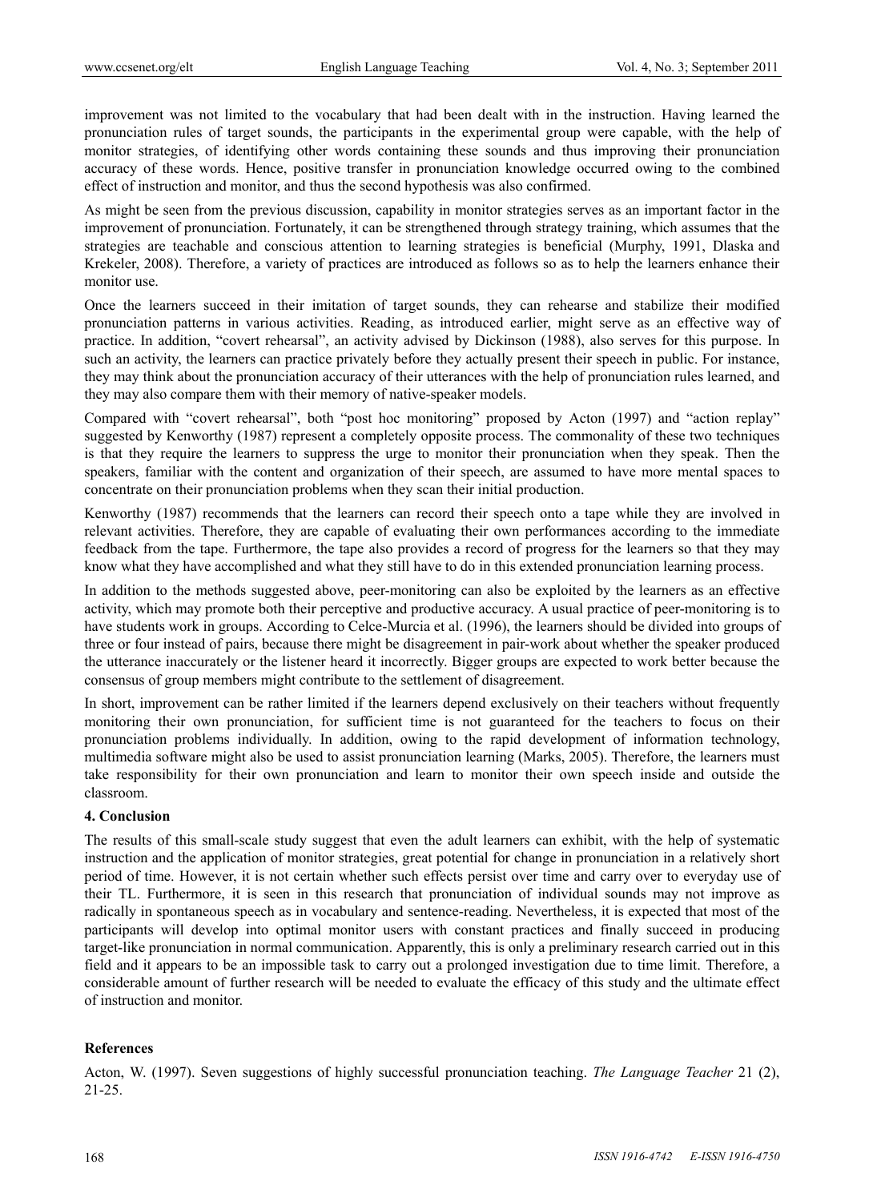improvement was not limited to the vocabulary that had been dealt with in the instruction. Having learned the pronunciation rules of target sounds, the participants in the experimental group were capable, with the help of monitor strategies, of identifying other words containing these sounds and thus improving their pronunciation accuracy of these words. Hence, positive transfer in pronunciation knowledge occurred owing to the combined effect of instruction and monitor, and thus the second hypothesis was also confirmed.

As might be seen from the previous discussion, capability in monitor strategies serves as an important factor in the improvement of pronunciation. Fortunately, it can be strengthened through strategy training, which assumes that the strategies are teachable and conscious attention to learning strategies is beneficial (Murphy, 1991, Dlaska and Krekeler, 2008). Therefore, a variety of practices are introduced as follows so as to help the learners enhance their monitor use.

Once the learners succeed in their imitation of target sounds, they can rehearse and stabilize their modified pronunciation patterns in various activities. Reading, as introduced earlier, might serve as an effective way of practice. In addition, "covert rehearsal", an activity advised by Dickinson (1988), also serves for this purpose. In such an activity, the learners can practice privately before they actually present their speech in public. For instance, they may think about the pronunciation accuracy of their utterances with the help of pronunciation rules learned, and they may also compare them with their memory of native-speaker models.

Compared with "covert rehearsal", both "post hoc monitoring" proposed by Acton (1997) and "action replay" suggested by Kenworthy (1987) represent a completely opposite process. The commonality of these two techniques is that they require the learners to suppress the urge to monitor their pronunciation when they speak. Then the speakers, familiar with the content and organization of their speech, are assumed to have more mental spaces to concentrate on their pronunciation problems when they scan their initial production.

Kenworthy (1987) recommends that the learners can record their speech onto a tape while they are involved in relevant activities. Therefore, they are capable of evaluating their own performances according to the immediate feedback from the tape. Furthermore, the tape also provides a record of progress for the learners so that they may know what they have accomplished and what they still have to do in this extended pronunciation learning process.

In addition to the methods suggested above, peer-monitoring can also be exploited by the learners as an effective activity, which may promote both their perceptive and productive accuracy. A usual practice of peer-monitoring is to have students work in groups. According to Celce-Murcia et al. (1996), the learners should be divided into groups of three or four instead of pairs, because there might be disagreement in pair-work about whether the speaker produced the utterance inaccurately or the listener heard it incorrectly. Bigger groups are expected to work better because the consensus of group members might contribute to the settlement of disagreement.

In short, improvement can be rather limited if the learners depend exclusively on their teachers without frequently monitoring their own pronunciation, for sufficient time is not guaranteed for the teachers to focus on their pronunciation problems individually. In addition, owing to the rapid development of information technology, multimedia software might also be used to assist pronunciation learning (Marks, 2005). Therefore, the learners must take responsibility for their own pronunciation and learn to monitor their own speech inside and outside the classroom.

## 4. Conclusion

The results of this small-scale study suggest that even the adult learners can exhibit, with the help of systematic instruction and the application of monitor strategies, great potential for change in pronunciation in a relatively short period of time. However, it is not certain whether such effects persist over time and carry over to everyday use of their TL. Furthermore, it is seen in this research that pronunciation of individual sounds may not improve as radically in spontaneous speech as in vocabulary and sentence-reading. Nevertheless, it is expected that most of the participants will develop into optimal monitor users with constant practices and finally succeed in producing target-like pronunciation in normal communication. Apparently, this is only a preliminary research carried out in this field and it appears to be an impossible task to carry out a prolonged investigation due to time limit. Therefore, a considerable amount of further research will be needed to evaluate the efficacy of this study and the ultimate effect of instruction and monitor.

## References

Acton, W. (1997). Seven suggestions of highly successful pronunciation teaching. *The Language Teacher* 21 (2), 21-25.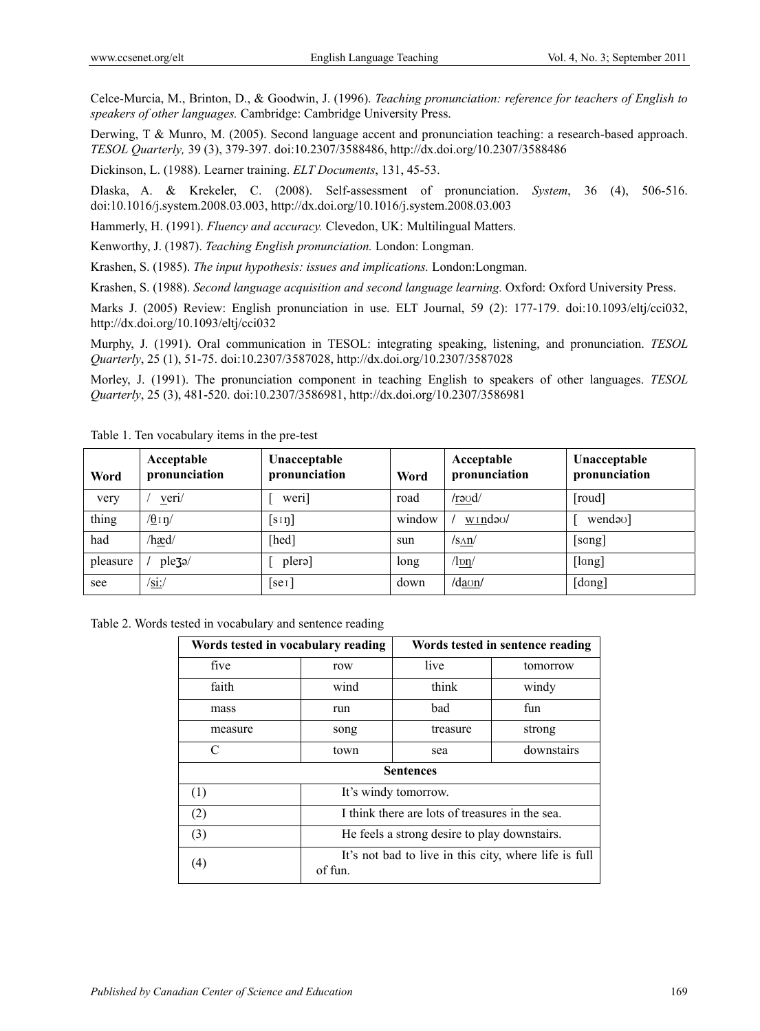Celce-Murcia, M., Brinton, D., & Goodwin, J. (1996). *Teaching pronunciation: reference for teachers of English to speakers of other languages.* Cambridge: Cambridge University Press.

Derwing, T & Munro, M. (2005). Second language accent and pronunciation teaching: a research-based approach. *TESOL Quarterly,* 39 (3), 379-397. doi:10.2307/3588486, http://dx.doi.org/10.2307/3588486

Dickinson, L. (1988). Learner training. *ELT Documents*, 131, 45-53.

Dlaska, A. & Krekeler, C. (2008). Self-assessment of pronunciation. *System*, 36 (4), 506-516. doi:10.1016/j.system.2008.03.003, http://dx.doi.org/10.1016/j.system.2008.03.003

Hammerly, H. (1991). *Fluency and accuracy.* Clevedon, UK: Multilingual Matters.

Kenworthy, J. (1987). *Teaching English pronunciation.* London: Longman.

Krashen, S. (1985). *The input hypothesis: issues and implications.* London:Longman.

Krashen, S. (1988). *Second language acquisition and second language learning.* Oxford: Oxford University Press.

Marks J. (2005) Review: English pronunciation in use. ELT Journal, 59 (2): 177-179. doi:10.1093/eltj/cci032, http://dx.doi.org/10.1093/eltj/cci032

Murphy, J. (1991). Oral communication in TESOL: integrating speaking, listening, and pronunciation. *TESOL Quarterly*, 25 (1), 51-75. doi:10.2307/3587028, http://dx.doi.org/10.2307/3587028

Morley, J. (1991). The pronunciation component in teaching English to speakers of other languages. *TESOL Quarterly*, 25 (3), 481-520. doi:10.2307/3586981, http://dx.doi.org/10.2307/3586981

Table 1. Ten vocabulary items in the pre-test

| Word | Acceptable pronunciation | Unacceptable pronunciation | Word | Acceptable pronunciation | Unacceptable pronunciation |
|---|---|---|---|---|---|
| very | /veri/ | [weri] | road | /rəʊd/ | [roud] |
| thing | /θɪŋ/ | [sɪŋ] | window | /wɪndəʊ/ | [wendəʊ] |
| had | /hæd/ | [hed] | sun | /sʌn/ | [sɑng] |
| pleasure | /pleʒə/ | [plerə] | long | /lɒŋ/ | [lɑng] |
| see | /siː/ | [seɪ] | down | /daʊn/ | [dɑng] |

Table 2. Words tested in vocabulary and sentence reading

| Words tested in vocabulary reading | | Words tested in sentence reading | |
|---|---|---|---|
| five | row | live | tomorrow |
| faith | wind | think | windy |
| mass | run | bad | fun |
| measure | song | treasure | strong |
| C | town | sea | downstairs |
| **Sentences** | | | |
| (1) | It's windy tomorrow. | | |
| (2) | I think there are lots of treasures in the sea. | | |
| (3) | He feels a strong desire to play downstairs. | | |
| (4) | It's not bad to live in this city, where life is full of fun. | | |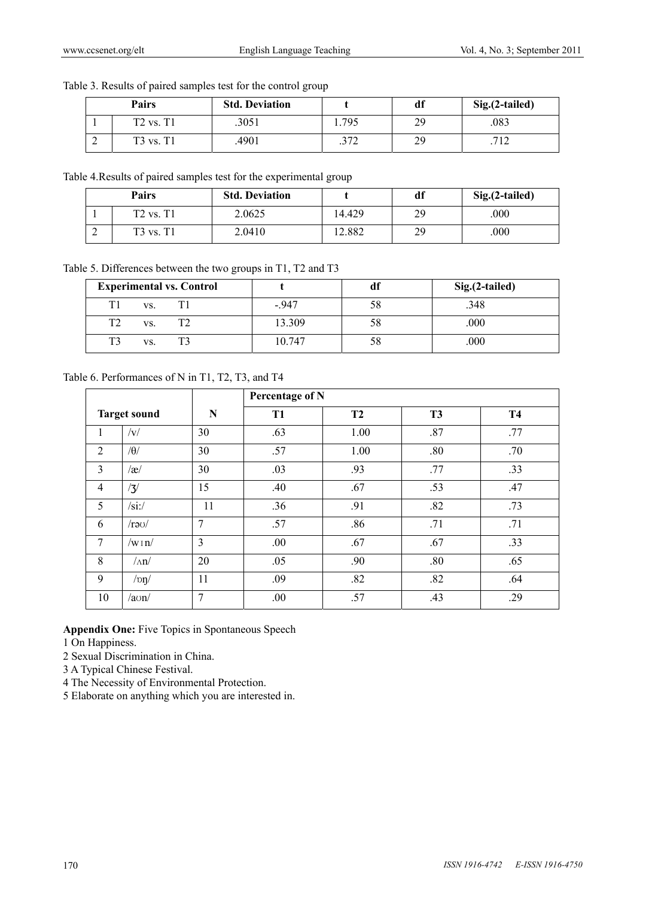Table 3. Results of paired samples test for the control group

| Pairs | | Std. Deviation | t | df | Sig.(2-tailed) |
|---|---|---|---|---|---|
| 1 | T2 vs. T1 | .3051 | 1.795 | 29 | .083 |
| 2 | T3 vs. T1 | .4901 | .372 | 29 | .712 |

Table 4.Results of paired samples test for the experimental group

| Pairs | | Std. Deviation | t | df | Sig.(2-tailed) |
|---|---|---|---|---|---|
| 1 | T2 vs. T1 | 2.0625 | 14.429 | 29 | .000 |
| 2 | T3 vs. T1 | 2.0410 | 12.882 | 29 | .000 |

Table 5. Differences between the two groups in T1, T2 and T3

| Experimental vs. Control | t | df | Sig.(2-tailed) |
|---|---|---|---|
| T1 vs. T1 | -.947 | 58 | .348 |
| T2 vs. T2 | 13.309 | 58 | .000 |
| T3 vs. T3 | 10.747 | 58 | .000 |

Table 6. Performances of N in T1, T2, T3, and T4

| Target sound | | N | Percentage of N | | | |
|---|---|---|---|---|---|---|
| | | | T1 | T2 | T3 | T4 |
| 1 | /v/ | 30 | .63 | 1.00 | .87 | .77 |
| 2 | /θ/ | 30 | .57 | 1.00 | .80 | .70 |
| 3 | /æ/ | 30 | .03 | .93 | .77 | .33 |
| 4 | /ʒ/ | 15 | .40 | .67 | .53 | .47 |
| 5 | /siː/ | 11 | .36 | .91 | .82 | .73 |
| 6 | /rəʊ/ | 7 | .57 | .86 | .71 | .71 |
| 7 | /wɪn/ | 3 | .00 | .67 | .67 | .33 |
| 8 | /ʌn/ | 20 | .05 | .90 | .80 | .65 |
| 9 | /ɒŋ/ | 11 | .09 | .82 | .82 | .64 |
| 10 | /aʊn/ | 7 | .00 | .57 | .43 | .29 |

**Appendix One:** Five Topics in Spontaneous Speech

1 On Happiness.

2 Sexual Discrimination in China.

3 A Typical Chinese Festival.

4 The Necessity of Environmental Protection.

5 Elaborate on anything which you are interested in.